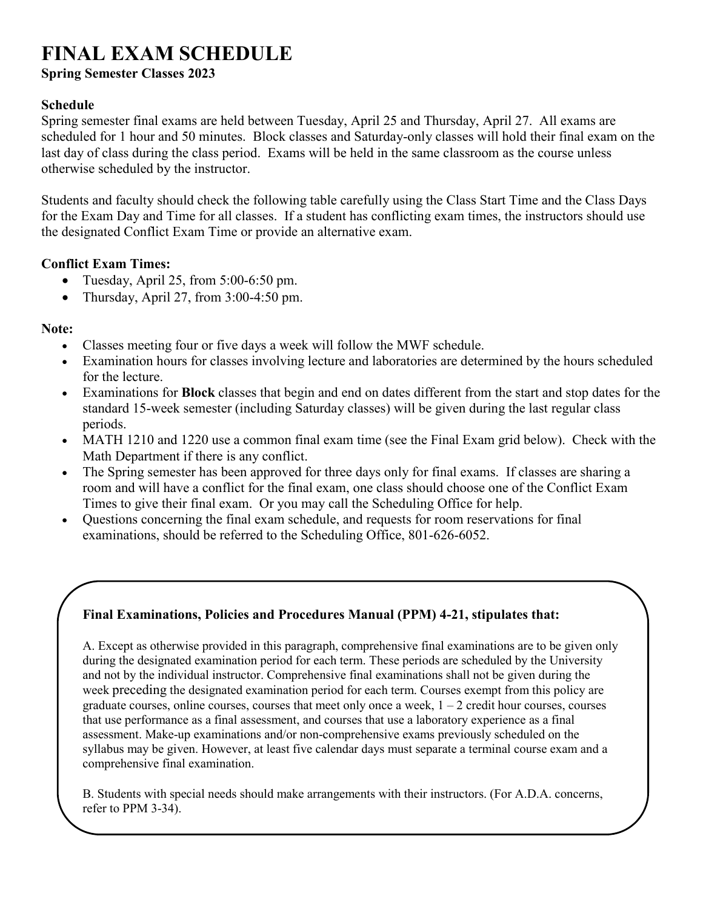# FINAL EXAM SCHEDULE

**Spring Semester Classes 2023**

**Schedule**

Spring semester final exams are held between Tuesday, April 25 and Thursday, April 27. All exams are scheduled for 1 hour and 50 minutes. Block classes and Saturday-only classes will hold their final exam on the last day of class during the class period. Exams will be held in the same classroom as the course unless otherwise scheduled by the instructor.

Students and faculty should check the following table carefully using the Class Start Time and the Class Days for the Exam Day and Time for all classes. If a student has conflicting exam times, the instructors should use the designated Conflict Exam Time or provide an alternative exam.

**Conflict Exam Times:**

- Tuesday, April 25, from 5:00-6:50 pm.
- Thursday, April 27, from 3:00-4:50 pm.

**Note:**

- Classes meeting four or five days a week will follow the MWF schedule.
- Examination hours for classes involving lecture and laboratories are determined by the hours scheduled for the lecture.
- Examinations for **Block** classes that begin and end on dates different from the start and stop dates for the standard 15-week semester (including Saturday classes) will be given during the last regular class periods.
- MATH 1210 and 1220 use a common final exam time (see the Final Exam grid below). Check with the Math Department if there is any conflict.
- The Spring semester has been approved for three days only for final exams. If classes are sharing a room and will have a conflict for the final exam, one class should choose one of the Conflict Exam Times to give their final exam. Or you may call the Scheduling Office for help.
- Questions concerning the final exam schedule, and requests for room reservations for final examinations, should be referred to the Scheduling Office, 801-626-6052.

**Final Examinations, Policies and Procedures Manual (PPM) 4-21, stipulates that:**

A. Except as otherwise provided in this paragraph, comprehensive final examinations are to be given only during the designated examination period for each term. These periods are scheduled by the University and not by the individual instructor. Comprehensive final examinations shall not be given during the week preceding the designated examination period for each term. Courses exempt from this policy are graduate courses, online courses, courses that meet only once a week, 1 – 2 credit hour courses, courses that use performance as a final assessment, and courses that use a laboratory experience as a final assessment. Make-up examinations and/or non-comprehensive exams previously scheduled on the syllabus may be given. However, at least five calendar days must separate a terminal course exam and a comprehensive final examination.

B. Students with special needs should make arrangements with their instructors. (For A.D.A. concerns, refer to PPM 3-34).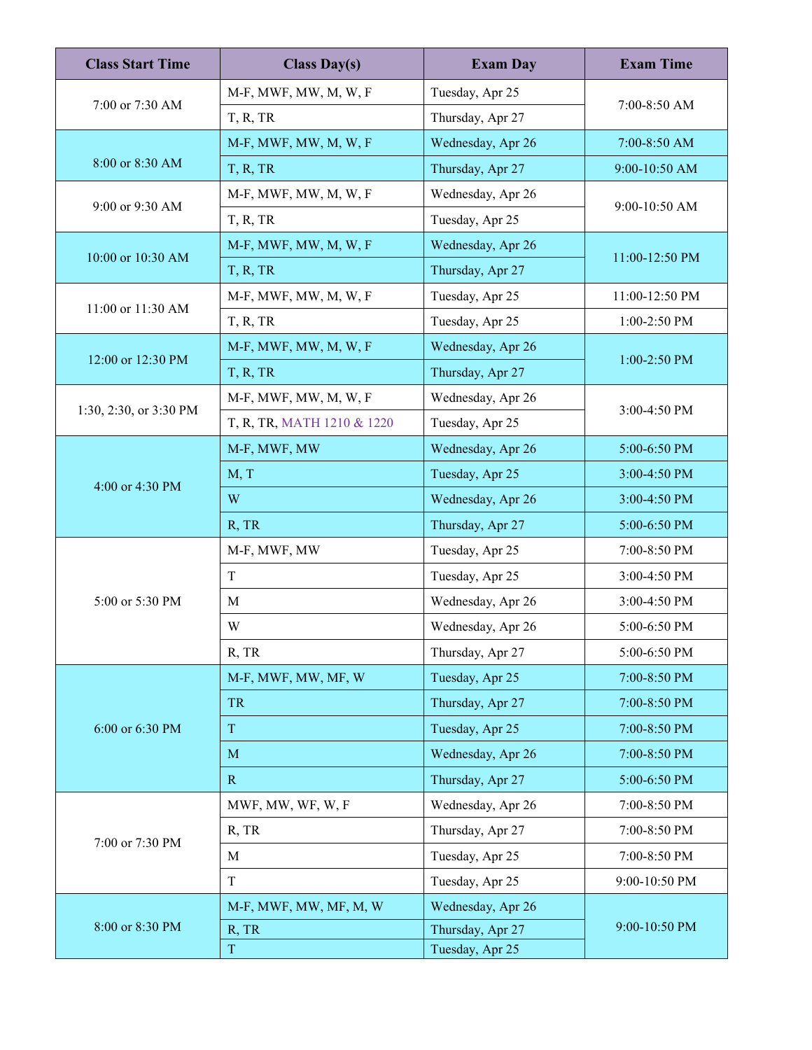| Class Start Time | Class Day(s) | Exam Day | Exam Time |
|---|---|---|---|
| 7:00 or 7:30 AM | M-F, MWF, MW, M, W, F | Tuesday, Apr 25 | 7:00-8:50 AM |
| | T, R, TR | Thursday, Apr 27 | |
| 8:00 or 8:30 AM | M-F, MWF, MW, M, W, F | Wednesday, Apr 26 | 7:00-8:50 AM |
| | T, R, TR | Thursday, Apr 27 | 9:00-10:50 AM |
| 9:00 or 9:30 AM | M-F, MWF, MW, M, W, F | Wednesday, Apr 26 | 9:00-10:50 AM |
| | T, R, TR | Tuesday, Apr 25 | |
| 10:00 or 10:30 AM | M-F, MWF, MW, M, W, F | Wednesday, Apr 26 | 11:00-12:50 PM |
| | T, R, TR | Thursday, Apr 27 | |
| 11:00 or 11:30 AM | M-F, MWF, MW, M, W, F | Tuesday, Apr 25 | 11:00-12:50 PM |
| | T, R, TR | Tuesday, Apr 25 | 1:00-2:50 PM |
| 12:00 or 12:30 PM | M-F, MWF, MW, M, W, F | Wednesday, Apr 26 | 1:00-2:50 PM |
| | T, R, TR | Thursday, Apr 27 | |
| 1:30, 2:30, or 3:30 PM | M-F, MWF, MW, M, W, F | Wednesday, Apr 26 | 3:00-4:50 PM |
| | T, R, TR, MATH 1210 & 1220 | Tuesday, Apr 25 | |
| 4:00 or 4:30 PM | M-F, MWF, MW | Wednesday, Apr 26 | 5:00-6:50 PM |
| | M, T | Tuesday, Apr 25 | 3:00-4:50 PM |
| | W | Wednesday, Apr 26 | 3:00-4:50 PM |
| | R, TR | Thursday, Apr 27 | 5:00-6:50 PM |
| 5:00 or 5:30 PM | M-F, MWF, MW | Tuesday, Apr 25 | 7:00-8:50 PM |
| | T | Tuesday, Apr 25 | 3:00-4:50 PM |
| | M | Wednesday, Apr 26 | 3:00-4:50 PM |
| | W | Wednesday, Apr 26 | 5:00-6:50 PM |
| | R, TR | Thursday, Apr 27 | 5:00-6:50 PM |
| 6:00 or 6:30 PM | M-F, MWF, MW, MF, W | Tuesday, Apr 25 | 7:00-8:50 PM |
| | TR | Thursday, Apr 27 | 7:00-8:50 PM |
| | T | Tuesday, Apr 25 | 7:00-8:50 PM |
| | M | Wednesday, Apr 26 | 7:00-8:50 PM |
| | R | Thursday, Apr 27 | 5:00-6:50 PM |
| 7:00 or 7:30 PM | MWF, MW, WF, W, F | Wednesday, Apr 26 | 7:00-8:50 PM |
| | R, TR | Thursday, Apr 27 | 7:00-8:50 PM |
| | M | Tuesday, Apr 25 | 7:00-8:50 PM |
| | T | Tuesday, Apr 25 | 9:00-10:50 PM |
| 8:00 or 8:30 PM | M-F, MWF, MW, MF, M, W | Wednesday, Apr 26 | 9:00-10:50 PM |
| | R, TR | Thursday, Apr 27 | |
| | T | Tuesday, Apr 25 | |